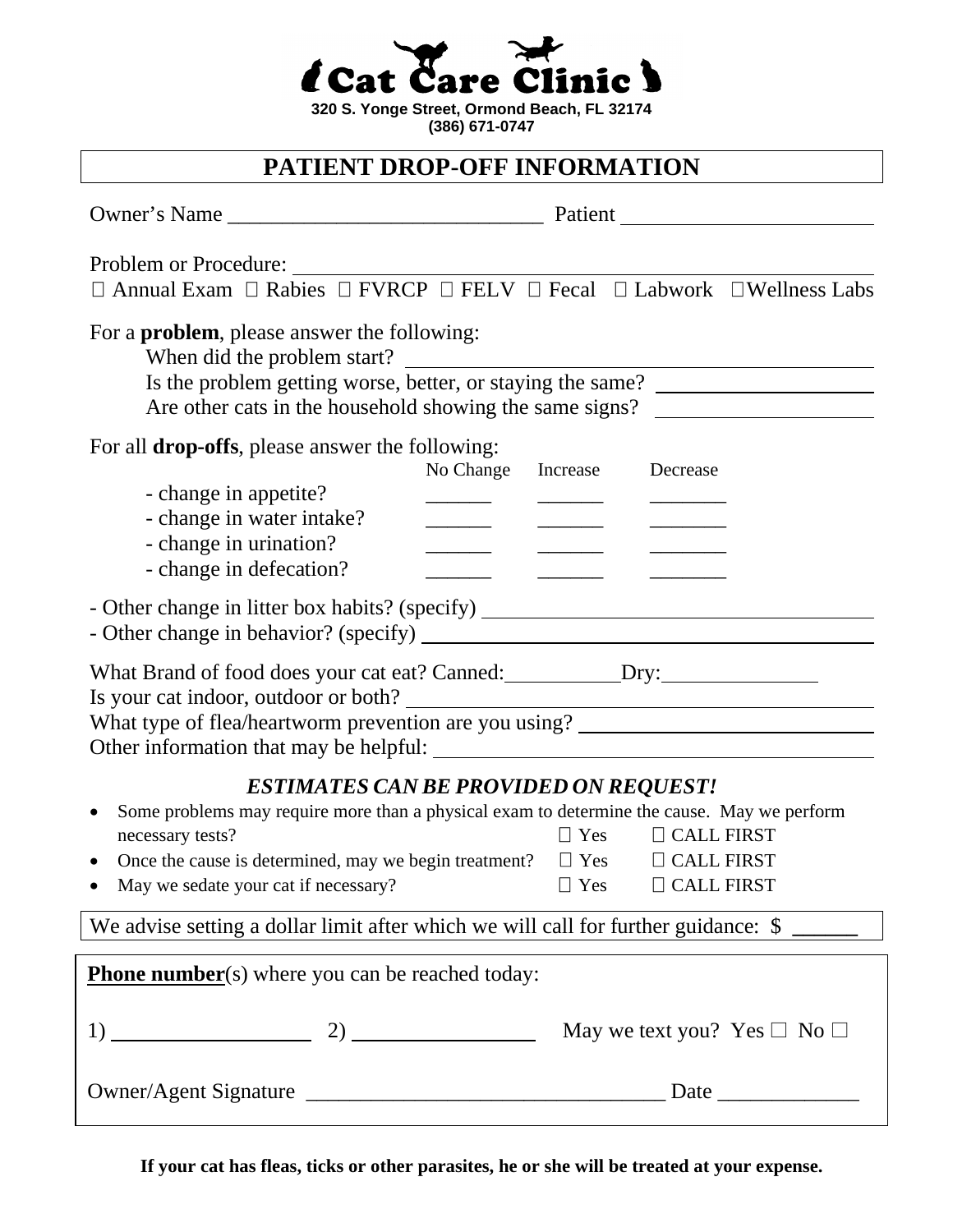# Cat Care Clinic

**320 S. Yonge Street, Ormond Beach, FL 32174**
**(386) 671-0747**

## PATIENT DROP-OFF INFORMATION

Owner's Name ____________________________ Patient ______________________

Problem or Procedure: ______________________________________________

☐ Annual Exam ☐ Rabies ☐ FVRCP ☐ FELV ☐ Fecal ☐ Labwork ☐ Wellness Labs

For a **problem**, please answer the following:

When did the problem start? ______________________________________

Is the problem getting worse, better, or staying the same? ____________________

Are other cats in the household showing the same signs? ____________________

For all **drop-offs**, please answer the following:

| | No Change | Increase | Decrease |
|---|---|---|---|
| - change in appetite? | ______ | ______ | _______ |
| - change in water intake? | ______ | ______ | _______ |
| - change in urination? | ______ | ______ | _______ |
| - change in defecation? | ______ | ______ | _______ |

- Other change in litter box habits? (specify) ____________________________
- Other change in behavior? (specify) ________________________________

What Brand of food does your cat eat? Canned:__________ Dry:______________

Is your cat indoor, outdoor or both? _________________________________

What type of flea/heartworm prevention are you using? ________________________

Other information that may be helpful: _______________________________

### *ESTIMATES CAN BE PROVIDED ON REQUEST!*

- Some problems may require more than a physical exam to determine the cause. May we perform necessary tests? ☐ Yes ☐ CALL FIRST
- Once the cause is determined, may we begin treatment? ☐ Yes ☐ CALL FIRST
- May we sedate your cat if necessary? ☐ Yes ☐ CALL FIRST

We advise setting a dollar limit after which we will call for further guidance: $ ______

**Phone number**(s) where you can be reached today:

1) __________________ 2) ________________ May we text you? Yes ☐ No ☐

Owner/Agent Signature ________________________________ Date _____________

**If your cat has fleas, ticks or other parasites, he or she will be treated at your expense.**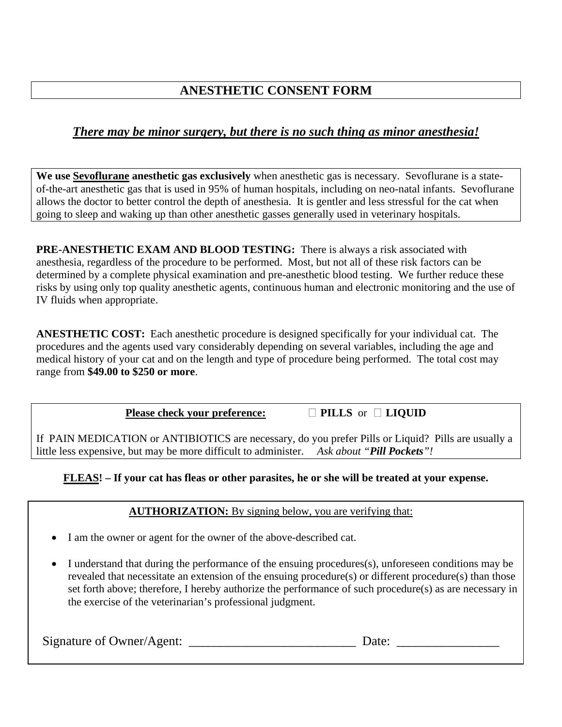# ANESTHETIC CONSENT FORM

***There may be minor surgery, but there is no such thing as minor anesthesia!***

**We use Sevoflurane anesthetic gas exclusively** when anesthetic gas is necessary. Sevoflurane is a state-of-the-art anesthetic gas that is used in 95% of human hospitals, including on neo-natal infants. Sevoflurane allows the doctor to better control the depth of anesthesia. It is gentler and less stressful for the cat when going to sleep and waking up than other anesthetic gasses generally used in veterinary hospitals.

**PRE-ANESTHETIC EXAM AND BLOOD TESTING:** There is always a risk associated with anesthesia, regardless of the procedure to be performed. Most, but not all of these risk factors can be determined by a complete physical examination and pre-anesthetic blood testing. We further reduce these risks by using only top quality anesthetic agents, continuous human and electronic monitoring and the use of IV fluids when appropriate.

**ANESTHETIC COST:** Each anesthetic procedure is designed specifically for your individual cat. The procedures and the agents used vary considerably depending on several variables, including the age and medical history of your cat and on the length and type of procedure being performed. The total cost may range from **$49.00 to $250 or more**.

**Please check your preference:** ☐ **PILLS** or ☐ **LIQUID**

If PAIN MEDICATION or ANTIBIOTICS are necessary, do you prefer Pills or Liquid? Pills are usually a little less expensive, but may be more difficult to administer. *Ask about "**Pill Pockets**"!*

**FLEAS! – If your cat has fleas or other parasites, he or she will be treated at your expense.**

**AUTHORIZATION:** By signing below, you are verifying that:

- I am the owner or agent for the owner of the above-described cat.
- I understand that during the performance of the ensuing procedures(s), unforeseen conditions may be revealed that necessitate an extension of the ensuing procedure(s) or different procedure(s) than those set forth above; therefore, I hereby authorize the performance of such procedure(s) as are necessary in the exercise of the veterinarian's professional judgment.

Signature of Owner/Agent: ___________________________ Date: ________________